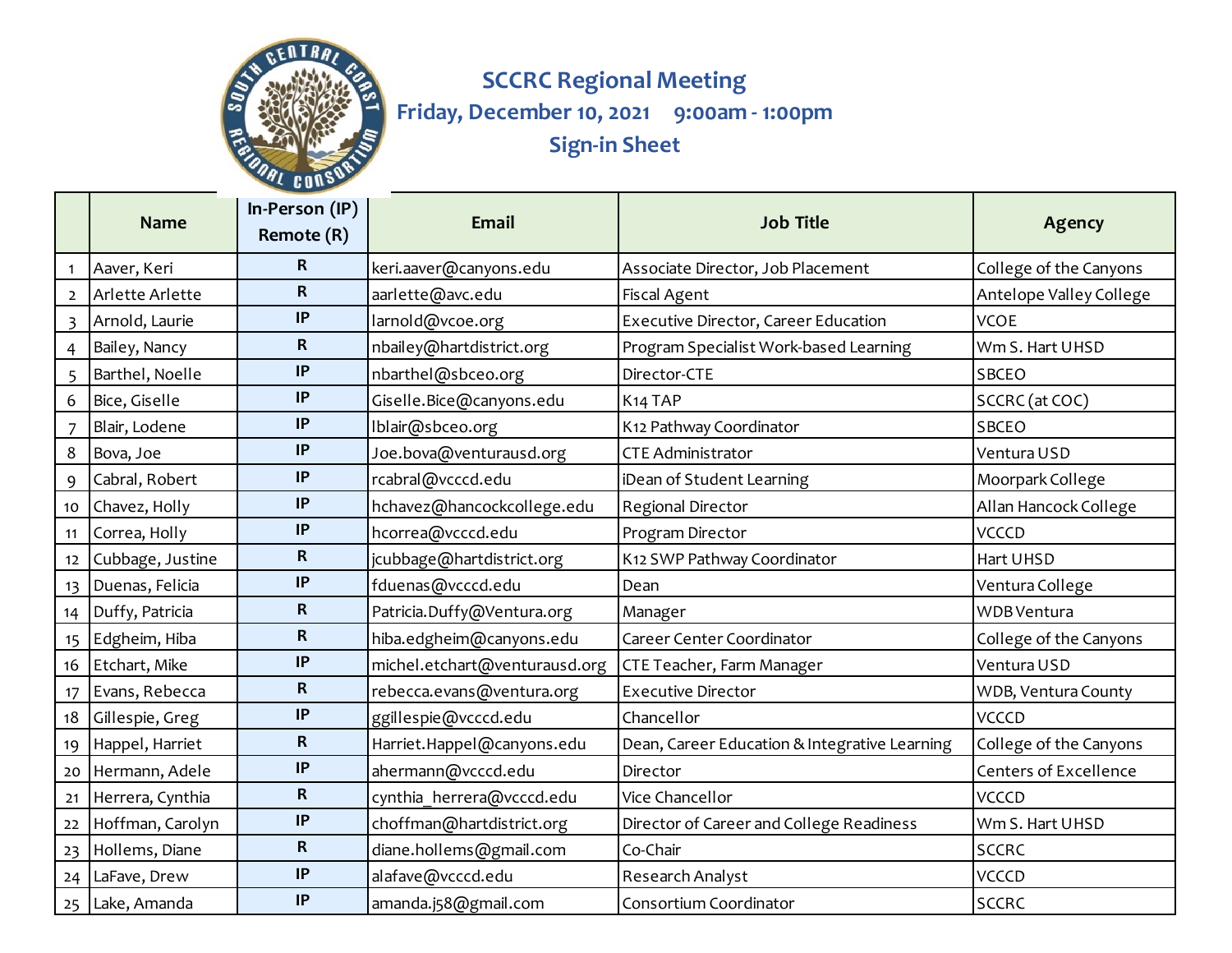# SCCRC Regional Meeting

## Friday, December 10, 2021 9:00am - 1:00pm

## Sign-in Sheet

| | Name | In-Person (IP) Remote (R) | Email | Job Title | Agency |
|---|---|---|---|---|---|
| 1 | Aaver, Keri | R | keri.aaver@canyons.edu | Associate Director, Job Placement | College of the Canyons |
| 2 | Arlette Arlette | R | aarlette@avc.edu | Fiscal Agent | Antelope Valley College |
| 3 | Arnold, Laurie | IP | larnold@vcoe.org | Executive Director, Career Education | VCOE |
| 4 | Bailey, Nancy | R | nbailey@hartdistrict.org | Program Specialist Work-based Learning | Wm S. Hart UHSD |
| 5 | Barthel, Noelle | IP | nbarthel@sbceo.org | Director-CTE | SBCEO |
| 6 | Bice, Giselle | IP | Giselle.Bice@canyons.edu | K14 TAP | SCCRC (at COC) |
| 7 | Blair, Lodene | IP | lblair@sbceo.org | K12 Pathway Coordinator | SBCEO |
| 8 | Bova, Joe | IP | Joe.bova@venturausd.org | CTE Administrator | Ventura USD |
| 9 | Cabral, Robert | IP | rcabral@vcccd.edu | iDean of Student Learning | Moorpark College |
| 10 | Chavez, Holly | IP | hchavez@hancockcollege.edu | Regional Director | Allan Hancock College |
| 11 | Correa, Holly | IP | hcorrea@vcccd.edu | Program Director | VCCCD |
| 12 | Cubbage, Justine | R | jcubbage@hartdistrict.org | K12 SWP Pathway Coordinator | Hart UHSD |
| 13 | Duenas, Felicia | IP | fduenas@vcccd.edu | Dean | Ventura College |
| 14 | Duffy, Patricia | R | Patricia.Duffy@Ventura.org | Manager | WDB Ventura |
| 15 | Edgheim, Hiba | R | hiba.edgheim@canyons.edu | Career Center Coordinator | College of the Canyons |
| 16 | Etchart, Mike | IP | michel.etchart@venturausd.org | CTE Teacher, Farm Manager | Ventura USD |
| 17 | Evans, Rebecca | R | rebecca.evans@ventura.org | Executive Director | WDB, Ventura County |
| 18 | Gillespie, Greg | IP | ggillespie@vcccd.edu | Chancellor | VCCCD |
| 19 | Happel, Harriet | R | Harriet.Happel@canyons.edu | Dean, Career Education & Integrative Learning | College of the Canyons |
| 20 | Hermann, Adele | IP | ahermann@vcccd.edu | Director | Centers of Excellence |
| 21 | Herrera, Cynthia | R | cynthia_herrera@vcccd.edu | Vice Chancellor | VCCCD |
| 22 | Hoffman, Carolyn | IP | choffman@hartdistrict.org | Director of Career and College Readiness | Wm S. Hart UHSD |
| 23 | Hollems, Diane | R | diane.hollems@gmail.com | Co-Chair | SCCRC |
| 24 | LaFave, Drew | IP | alafave@vcccd.edu | Research Analyst | VCCCD |
| 25 | Lake, Amanda | IP | amanda.j58@gmail.com | Consortium Coordinator | SCCRC |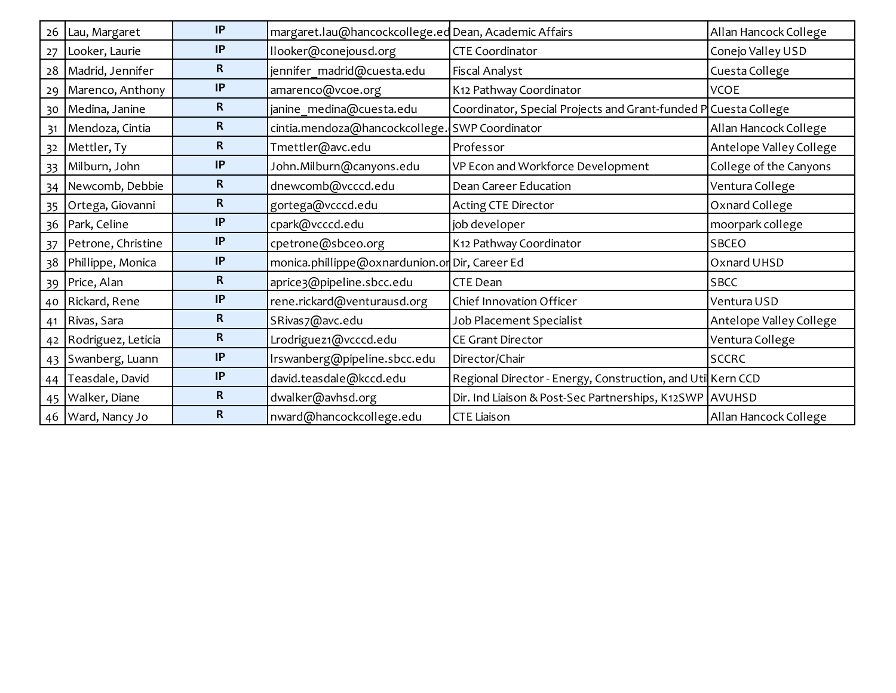| | | | | | |
|---|---|---|---|---|---|
| 26 | Lau, Margaret | IP | margaret.lau@hancockcollege.ed | Dean, Academic Affairs | Allan Hancock College |
| 27 | Looker, Laurie | IP | llooker@conejousd.org | CTE Coordinator | Conejo Valley USD |
| 28 | Madrid, Jennifer | R | jennifer_madrid@cuesta.edu | Fiscal Analyst | Cuesta College |
| 29 | Marenco, Anthony | IP | amarenco@vcoe.org | K12 Pathway Coordinator | VCOE |
| 30 | Medina, Janine | R | janine_medina@cuesta.edu | Coordinator, Special Projects and Grant-funded P | Cuesta College |
| 31 | Mendoza, Cintia | R | cintia.mendoza@hancockcollege. | SWP Coordinator | Allan Hancock College |
| 32 | Mettler, Ty | R | Tmettler@avc.edu | Professor | Antelope Valley College |
| 33 | Milburn, John | IP | John.Milburn@canyons.edu | VP Econ and Workforce Development | College of the Canyons |
| 34 | Newcomb, Debbie | R | dnewcomb@vcccd.edu | Dean Career Education | Ventura College |
| 35 | Ortega, Giovanni | R | gortega@vcccd.edu | Acting CTE Director | Oxnard College |
| 36 | Park, Celine | IP | cpark@vcccd.edu | job developer | moorpark college |
| 37 | Petrone, Christine | IP | cpetrone@sbceo.org | K12 Pathway Coordinator | SBCEO |
| 38 | Phillippe, Monica | IP | monica.phillippe@oxnardunion.or | Dir, Career Ed | Oxnard UHSD |
| 39 | Price, Alan | R | aprice3@pipeline.sbcc.edu | CTE Dean | SBCC |
| 40 | Rickard, Rene | IP | rene.rickard@venturausd.org | Chief Innovation Officer | Ventura USD |
| 41 | Rivas, Sara | R | SRivas7@avc.edu | Job Placement Specialist | Antelope Valley College |
| 42 | Rodriguez, Leticia | R | Lrodriguez1@vcccd.edu | CE Grant Director | Ventura College |
| 43 | Swanberg, Luann | IP | lrswanberg@pipeline.sbcc.edu | Director/Chair | SCCRC |
| 44 | Teasdale, David | IP | david.teasdale@kccd.edu | Regional Director - Energy, Construction, and Util | Kern CCD |
| 45 | Walker, Diane | R | dwalker@avhsd.org | Dir. Ind Liaison & Post-Sec Partnerships, K12SWP | AVUHSD |
| 46 | Ward, Nancy Jo | R | nward@hancockcollege.edu | CTE Liaison | Allan Hancock College |